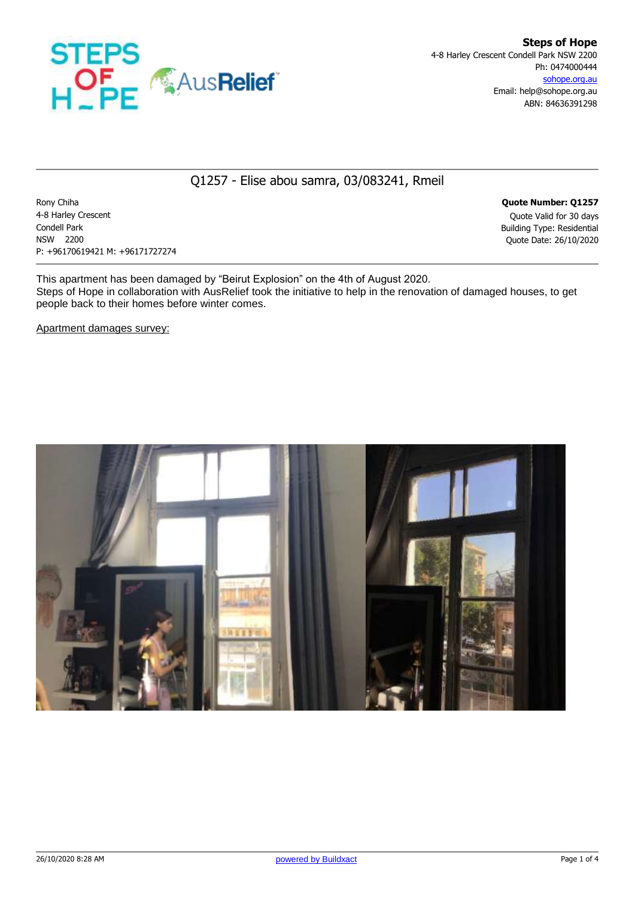**Steps of Hope**
4-8 Harley Crescent Condell Park NSW 2200
Ph: 0474000444
sohope.org.au
Email: help@sohope.org.au
ABN: 84636391298

## Q1257 - Elise abou samra, 03/083241, Rmeil

Rony Chiha
4-8 Harley Crescent
Condell Park
NSW 2200
P: +96170619421 M: +96171727274

**Quote Number: Q1257**
Quote Valid for 30 days
Building Type: Residential
Quote Date: 26/10/2020

This apartment has been damaged by "Beirut Explosion" on the 4th of August 2020.
Steps of Hope in collaboration with AusRelief took the initiative to help in the renovation of damaged houses, to get people back to their homes before winter comes.

Apartment damages survey: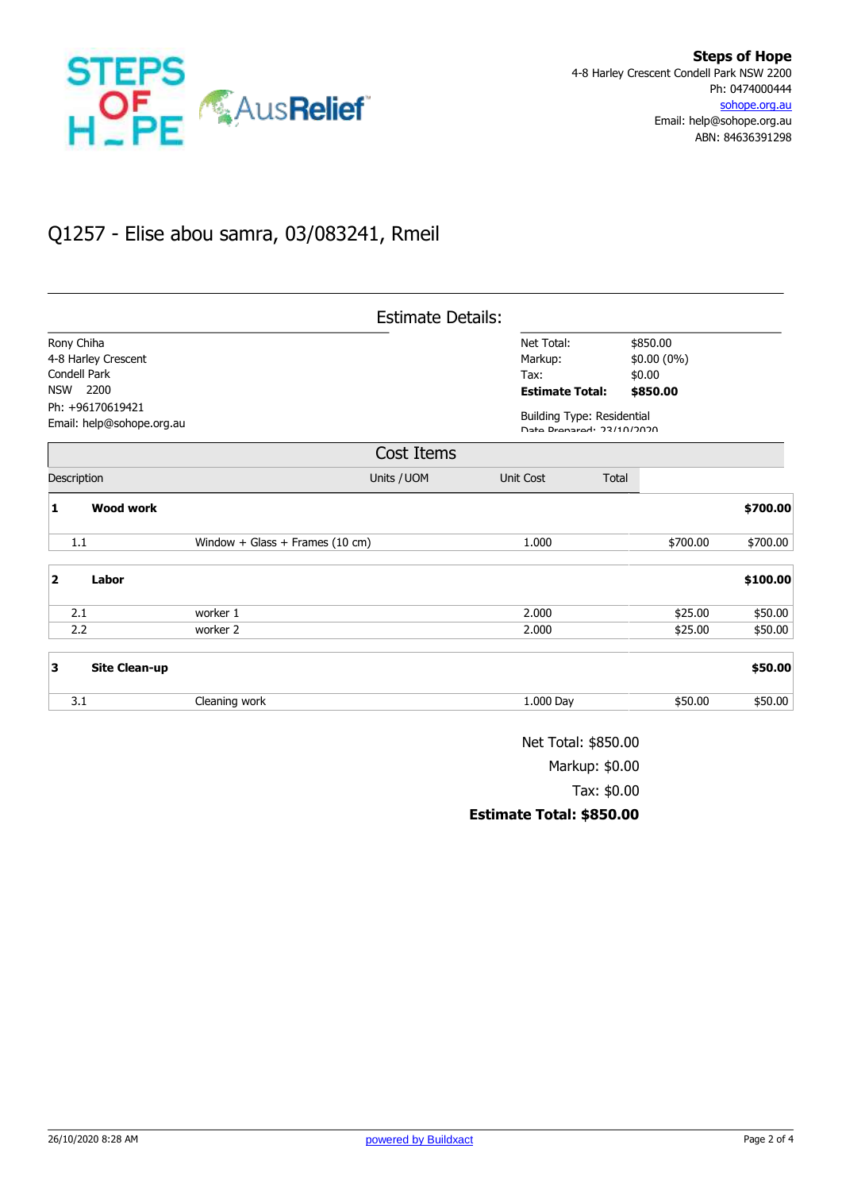**Steps of Hope**
4-8 Harley Crescent Condell Park NSW 2200
Ph: 0474000444
sohope.org.au
Email: help@sohope.org.au
ABN: 84636391298

# Q1257 - Elise abou samra, 03/083241, Rmeil

## Estimate Details:

Rony Chiha
4-8 Harley Crescent
Condell Park
NSW 2200
Ph: +96170619421
Email: help@sohope.org.au

| | |
|---|---|
| Net Total: | $850.00 |
| Markup: | $0.00 (0%) |
| Tax: | $0.00 |
| **Estimate Total:** | **$850.00** |

Building Type: Residential
Date Prepared: 23/10/2020

## Cost Items

| | Description | Units / UOM | Unit Cost | Total |
|---|---|---|---|---|
| **1** | **Wood work** | | | **$700.00** |
| 1.1 | Window + Glass + Frames (10 cm) | 1.000 | $700.00 | $700.00 |
| **2** | **Labor** | | | **$100.00** |
| 2.1 | worker 1 | 2.000 | $25.00 | $50.00 |
| 2.2 | worker 2 | 2.000 | $25.00 | $50.00 |
| **3** | **Site Clean-up** | | | **$50.00** |
| 3.1 | Cleaning work | 1.000 Day | $50.00 | $50.00 |

Net Total: $850.00
Markup: $0.00
Tax: $0.00
**Estimate Total: $850.00**

26/10/2020 8:28 AM — powered by Buildxact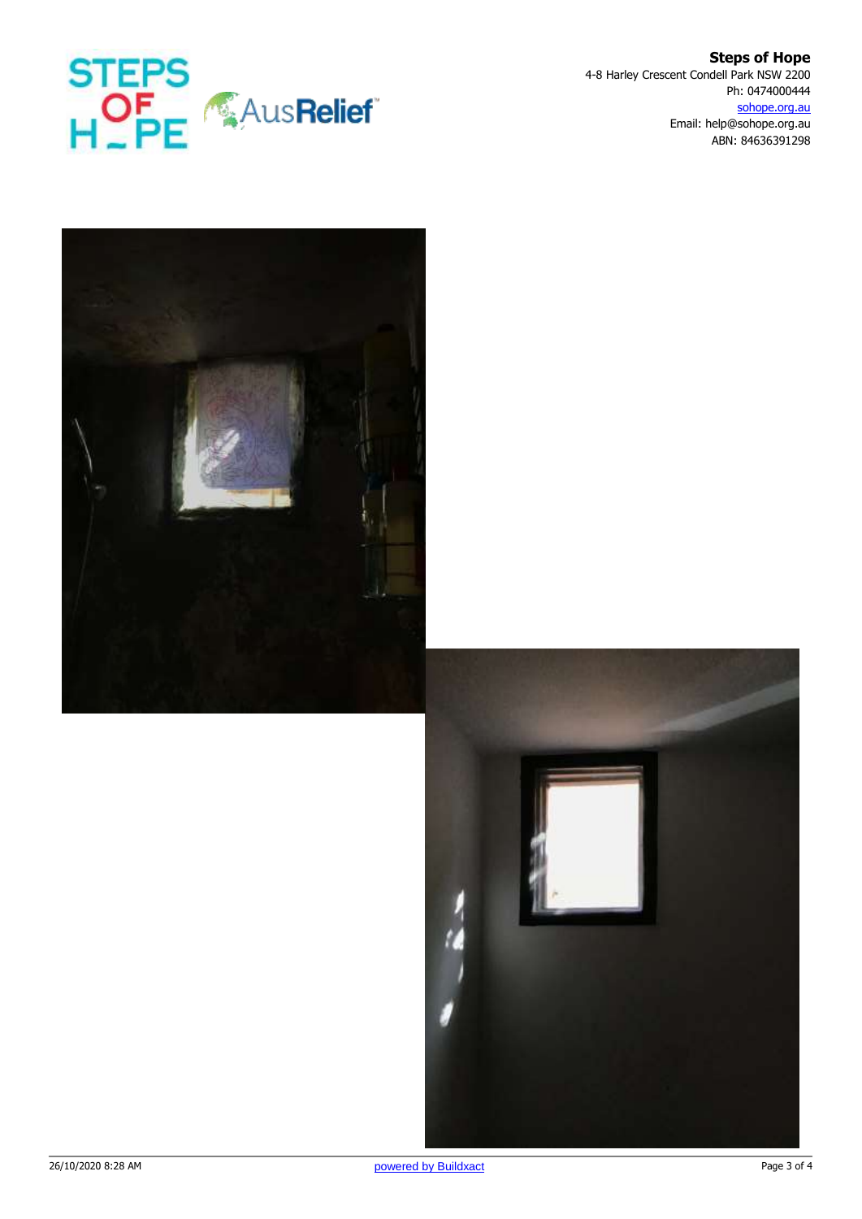**Steps of Hope**
4-8 Harley Crescent Condell Park NSW 2200
Ph: 0474000444
sohope.org.au
Email: help@sohope.org.au
ABN: 84636391298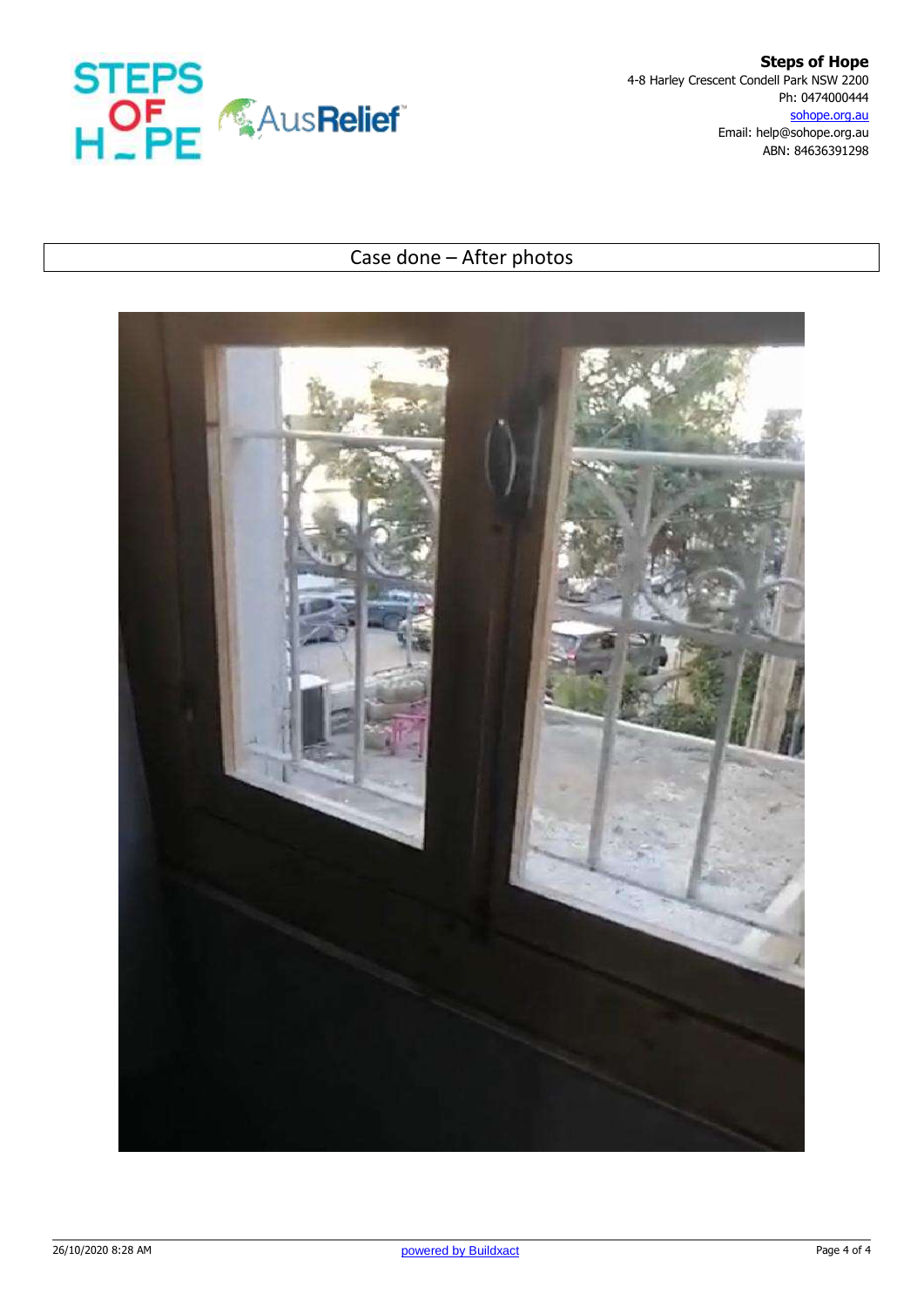**Steps of Hope**
4-8 Harley Crescent Condell Park NSW 2200
Ph: 0474000444
sohope.org.au
Email: help@sohope.org.au
ABN: 84636391298

## Case done – After photos